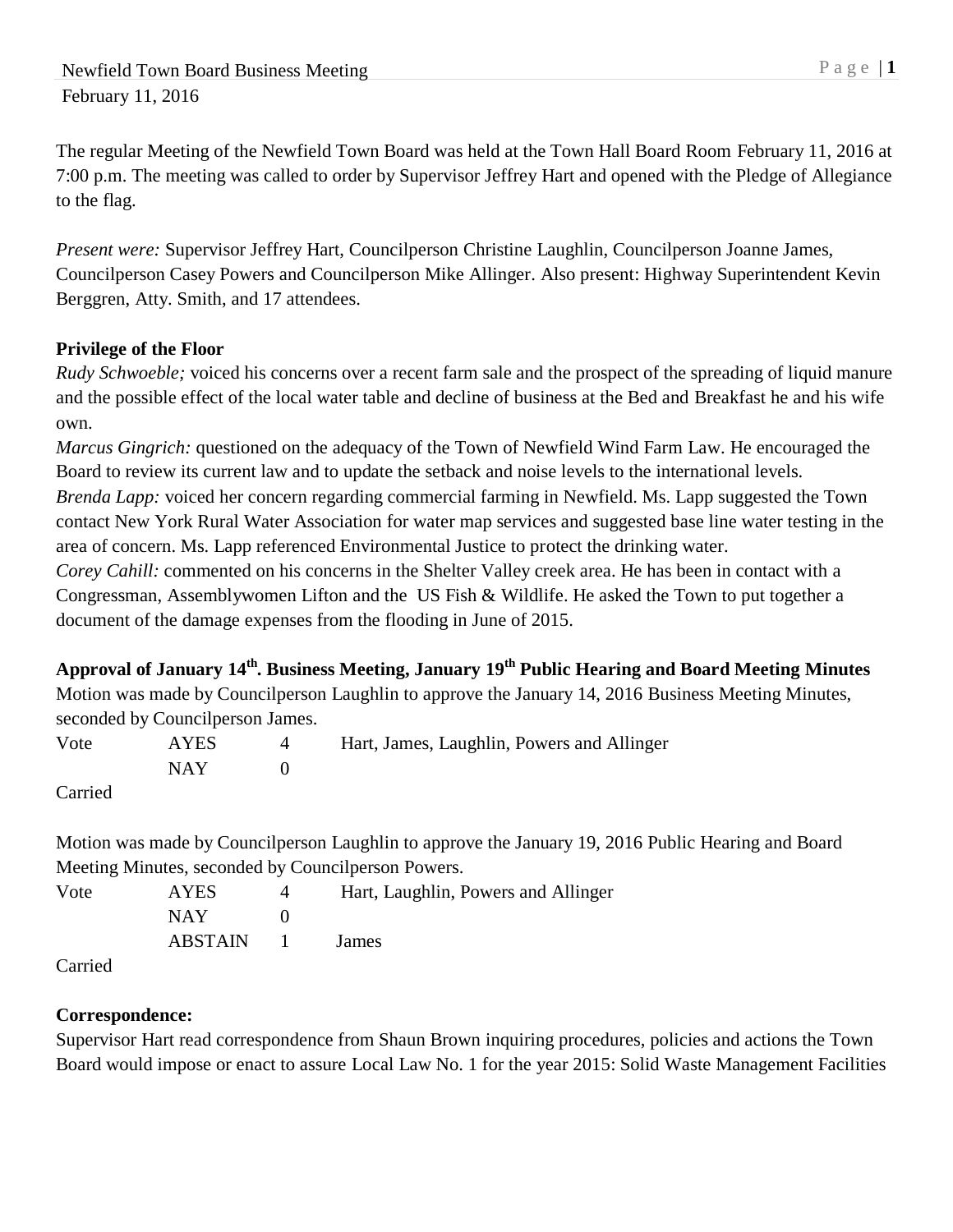The regular Meeting of the Newfield Town Board was held at the Town Hall Board Room February 11, 2016 at 7:00 p.m. The meeting was called to order by Supervisor Jeffrey Hart and opened with the Pledge of Allegiance to the flag.

*Present were:* Supervisor Jeffrey Hart, Councilperson Christine Laughlin, Councilperson Joanne James, Councilperson Casey Powers and Councilperson Mike Allinger. Also present: Highway Superintendent Kevin Berggren, Atty. Smith, and 17 attendees.

**Privilege of the Floor**

*Rudy Schwoeble;* voiced his concerns over a recent farm sale and the prospect of the spreading of liquid manure and the possible effect of the local water table and decline of business at the Bed and Breakfast he and his wife own.

*Marcus Gingrich:* questioned on the adequacy of the Town of Newfield Wind Farm Law. He encouraged the Board to review its current law and to update the setback and noise levels to the international levels.

*Brenda Lapp:* voiced her concern regarding commercial farming in Newfield. Ms. Lapp suggested the Town contact New York Rural Water Association for water map services and suggested base line water testing in the area of concern. Ms. Lapp referenced Environmental Justice to protect the drinking water.

*Corey Cahill:* commented on his concerns in the Shelter Valley creek area. He has been in contact with a Congressman, Assemblywomen Lifton and the US Fish & Wildlife. He asked the Town to put together a document of the damage expenses from the flooding in June of 2015.

**Approval of January 14th. Business Meeting, January 19th Public Hearing and Board Meeting Minutes**

Motion was made by Councilperson Laughlin to approve the January 14, 2016 Business Meeting Minutes, seconded by Councilperson James.

| Vote | AYES | 4 | Hart, James, Laughlin, Powers and Allinger |
|---|---|---|---|
| | NAY | 0 | |

Carried

Motion was made by Councilperson Laughlin to approve the January 19, 2016 Public Hearing and Board Meeting Minutes, seconded by Councilperson Powers.

| Vote | AYES | 4 | Hart, Laughlin, Powers and Allinger |
|---|---|---|---|
| | NAY | 0 | |
| | ABSTAIN | 1 | James |

Carried

**Correspondence:**

Supervisor Hart read correspondence from Shaun Brown inquiring procedures, policies and actions the Town Board would impose or enact to assure Local Law No. 1 for the year 2015: Solid Waste Management Facilities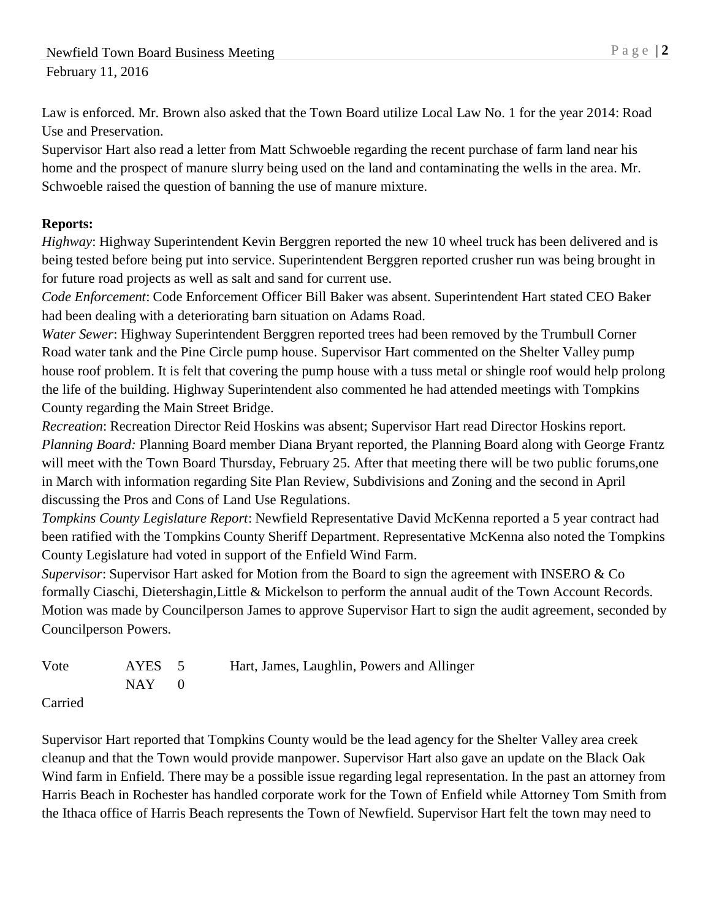Law is enforced. Mr. Brown also asked that the Town Board utilize Local Law No. 1 for the year 2014: Road Use and Preservation.

Supervisor Hart also read a letter from Matt Schwoeble regarding the recent purchase of farm land near his home and the prospect of manure slurry being used on the land and contaminating the wells in the area. Mr. Schwoeble raised the question of banning the use of manure mixture.

**Reports:**

*Highway*: Highway Superintendent Kevin Berggren reported the new 10 wheel truck has been delivered and is being tested before being put into service. Superintendent Berggren reported crusher run was being brought in for future road projects as well as salt and sand for current use.

*Code Enforcement*: Code Enforcement Officer Bill Baker was absent. Superintendent Hart stated CEO Baker had been dealing with a deteriorating barn situation on Adams Road.

*Water Sewer*: Highway Superintendent Berggren reported trees had been removed by the Trumbull Corner Road water tank and the Pine Circle pump house. Supervisor Hart commented on the Shelter Valley pump house roof problem. It is felt that covering the pump house with a tuss metal or shingle roof would help prolong the life of the building. Highway Superintendent also commented he had attended meetings with Tompkins County regarding the Main Street Bridge.

*Recreation*: Recreation Director Reid Hoskins was absent; Supervisor Hart read Director Hoskins report.

*Planning Board:* Planning Board member Diana Bryant reported, the Planning Board along with George Frantz will meet with the Town Board Thursday, February 25. After that meeting there will be two public forums,one in March with information regarding Site Plan Review, Subdivisions and Zoning and the second in April discussing the Pros and Cons of Land Use Regulations.

*Tompkins County Legislature Report*: Newfield Representative David McKenna reported a 5 year contract had been ratified with the Tompkins County Sheriff Department. Representative McKenna also noted the Tompkins County Legislature had voted in support of the Enfield Wind Farm.

*Supervisor*: Supervisor Hart asked for Motion from the Board to sign the agreement with INSERO & Co formally Ciaschi, Dietershagin,Little & Mickelson to perform the annual audit of the Town Account Records. Motion was made by Councilperson James to approve Supervisor Hart to sign the audit agreement, seconded by Councilperson Powers.

| Vote | AYES | 5 | Hart, James, Laughlin, Powers and Allinger |
|---|---|---|---|
| | NAY | 0 | |

Carried

Supervisor Hart reported that Tompkins County would be the lead agency for the Shelter Valley area creek cleanup and that the Town would provide manpower. Supervisor Hart also gave an update on the Black Oak Wind farm in Enfield. There may be a possible issue regarding legal representation. In the past an attorney from Harris Beach in Rochester has handled corporate work for the Town of Enfield while Attorney Tom Smith from the Ithaca office of Harris Beach represents the Town of Newfield. Supervisor Hart felt the town may need to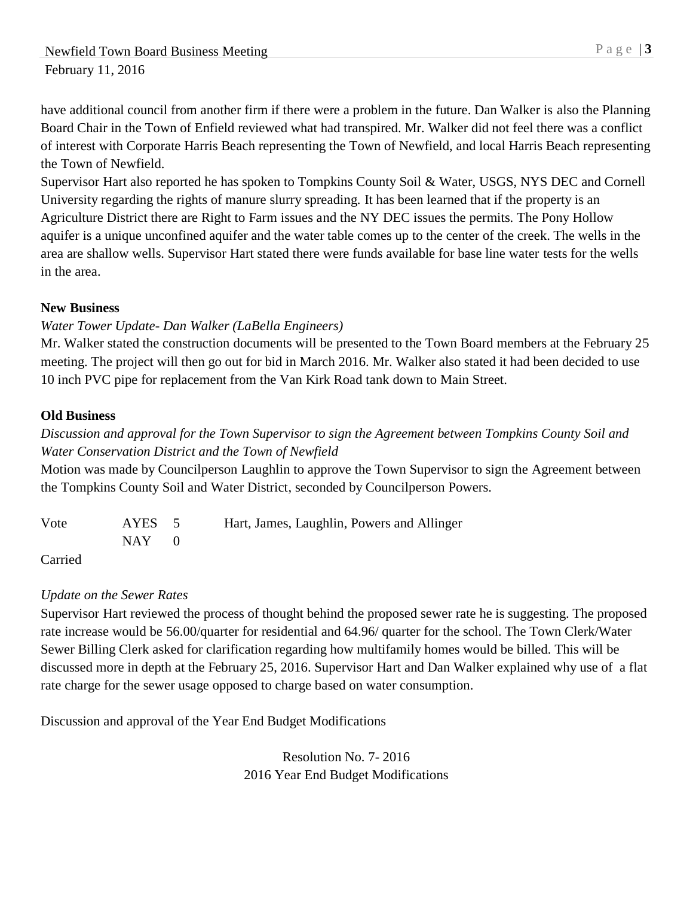have additional council from another firm if there were a problem in the future. Dan Walker is also the Planning Board Chair in the Town of Enfield reviewed what had transpired. Mr. Walker did not feel there was a conflict of interest with Corporate Harris Beach representing the Town of Newfield, and local Harris Beach representing the Town of Newfield.

Supervisor Hart also reported he has spoken to Tompkins County Soil & Water, USGS, NYS DEC and Cornell University regarding the rights of manure slurry spreading. It has been learned that if the property is an Agriculture District there are Right to Farm issues and the NY DEC issues the permits. The Pony Hollow aquifer is a unique unconfined aquifer and the water table comes up to the center of the creek. The wells in the area are shallow wells. Supervisor Hart stated there were funds available for base line water tests for the wells in the area.

**New Business**

*Water Tower Update- Dan Walker (LaBella Engineers)*

Mr. Walker stated the construction documents will be presented to the Town Board members at the February 25 meeting. The project will then go out for bid in March 2016. Mr. Walker also stated it had been decided to use 10 inch PVC pipe for replacement from the Van Kirk Road tank down to Main Street.

**Old Business**

*Discussion and approval for the Town Supervisor to sign the Agreement between Tompkins County Soil and Water Conservation District and the Town of Newfield*

Motion was made by Councilperson Laughlin to approve the Town Supervisor to sign the Agreement between the Tompkins County Soil and Water District, seconded by Councilperson Powers.

| Vote | AYES | 5 | Hart, James, Laughlin, Powers and Allinger |
|---|---|---|---|
| | NAY | 0 | |

Carried

*Update on the Sewer Rates*

Supervisor Hart reviewed the process of thought behind the proposed sewer rate he is suggesting. The proposed rate increase would be 56.00/quarter for residential and 64.96/ quarter for the school. The Town Clerk/Water Sewer Billing Clerk asked for clarification regarding how multifamily homes would be billed. This will be discussed more in depth at the February 25, 2016. Supervisor Hart and Dan Walker explained why use of a flat rate charge for the sewer usage opposed to charge based on water consumption.

Discussion and approval of the Year End Budget Modifications

Resolution No. 7- 2016
2016 Year End Budget Modifications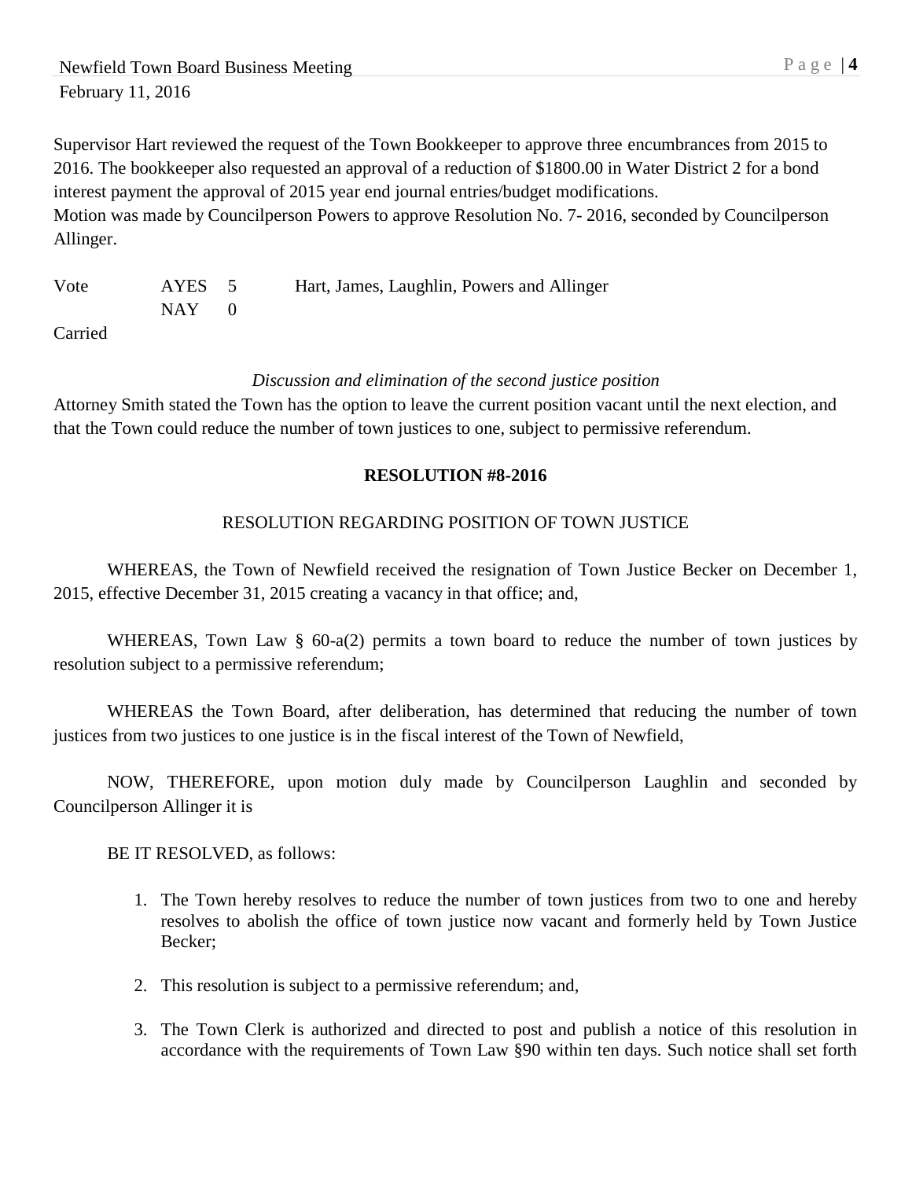Supervisor Hart reviewed the request of the Town Bookkeeper to approve three encumbrances from 2015 to 2016. The bookkeeper also requested an approval of a reduction of $1800.00 in Water District 2 for a bond interest payment the approval of 2015 year end journal entries/budget modifications.
Motion was made by Councilperson Powers to approve Resolution No. 7- 2016, seconded by Councilperson Allinger.

| Vote | AYES | 5 | Hart, James, Laughlin, Powers and Allinger |
|---|---|---|---|
| | NAY | 0 | |

Carried

*Discussion and elimination of the second justice position*

Attorney Smith stated the Town has the option to leave the current position vacant until the next election, and that the Town could reduce the number of town justices to one, subject to permissive referendum.

**RESOLUTION #8-2016**

RESOLUTION REGARDING POSITION OF TOWN JUSTICE

WHEREAS, the Town of Newfield received the resignation of Town Justice Becker on December 1, 2015, effective December 31, 2015 creating a vacancy in that office; and,

WHEREAS, Town Law § 60-a(2) permits a town board to reduce the number of town justices by resolution subject to a permissive referendum;

WHEREAS the Town Board, after deliberation, has determined that reducing the number of town justices from two justices to one justice is in the fiscal interest of the Town of Newfield,

NOW, THEREFORE, upon motion duly made by Councilperson Laughlin and seconded by Councilperson Allinger it is

BE IT RESOLVED, as follows:

1. The Town hereby resolves to reduce the number of town justices from two to one and hereby resolves to abolish the office of town justice now vacant and formerly held by Town Justice Becker;

2. This resolution is subject to a permissive referendum; and,

3. The Town Clerk is authorized and directed to post and publish a notice of this resolution in accordance with the requirements of Town Law §90 within ten days. Such notice shall set forth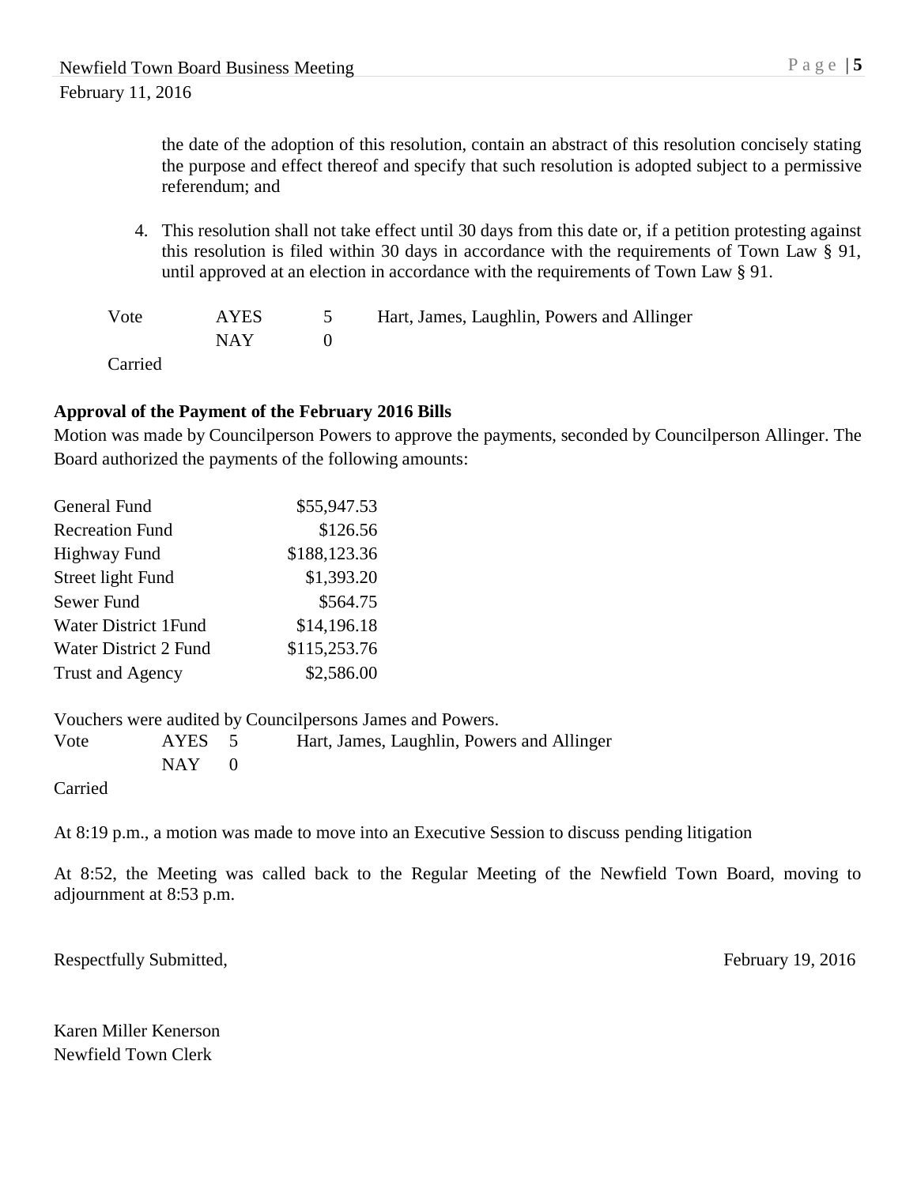the date of the adoption of this resolution, contain an abstract of this resolution concisely stating the purpose and effect thereof and specify that such resolution is adopted subject to a permissive referendum; and

4. This resolution shall not take effect until 30 days from this date or, if a petition protesting against this resolution is filed within 30 days in accordance with the requirements of Town Law § 91, until approved at an election in accordance with the requirements of Town Law § 91.

| | | | |
|---|---|---|---|
| Vote | AYES | 5 | Hart, James, Laughlin, Powers and Allinger |
| | NAY | 0 | |

Carried

**Approval of the Payment of the February 2016 Bills**

Motion was made by Councilperson Powers to approve the payments, seconded by Councilperson Allinger. The Board authorized the payments of the following amounts:

| | |
|---|---|
| General Fund | $55,947.53 |
| Recreation Fund | $126.56 |
| Highway Fund | $188,123.36 |
| Street light Fund | $1,393.20 |
| Sewer Fund | $564.75 |
| Water District 1Fund | $14,196.18 |
| Water District 2 Fund | $115,253.76 |
| Trust and Agency | $2,586.00 |

Vouchers were audited by Councilpersons James and Powers.

| | | | |
|---|---|---|---|
| Vote | AYES | 5 | Hart, James, Laughlin, Powers and Allinger |
| | NAY | 0 | |

Carried

At 8:19 p.m., a motion was made to move into an Executive Session to discuss pending litigation

At 8:52, the Meeting was called back to the Regular Meeting of the Newfield Town Board, moving to adjournment at 8:53 p.m.

Respectfully Submitted, February 19, 2016

Karen Miller Kenerson
Newfield Town Clerk